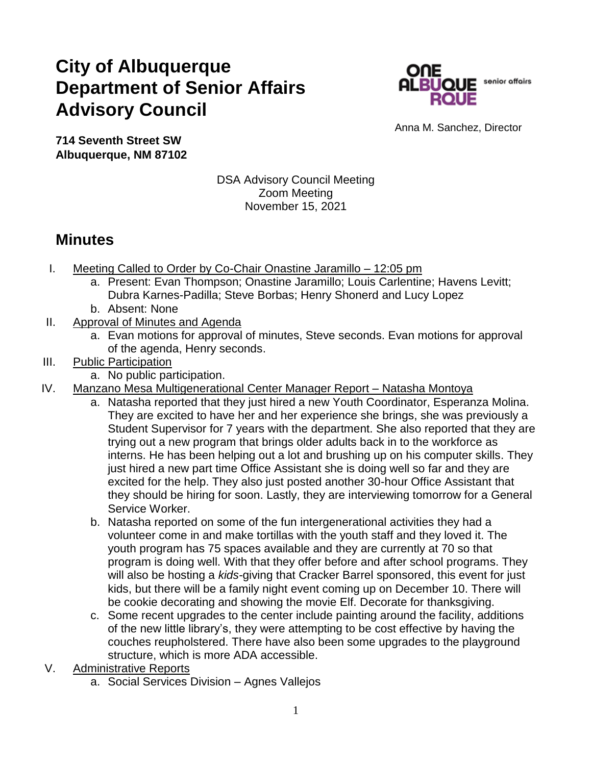# City of Albuquerque Department of Senior Affairs Advisory Council

Anna M. Sanchez, Director

**714 Seventh Street SW**
**Albuquerque, NM 87102**

DSA Advisory Council Meeting
Zoom Meeting
November 15, 2021

## Minutes

I. Meeting Called to Order by Co-Chair Onastine Jaramillo – 12:05 pm
   a. Present: Evan Thompson; Onastine Jaramillo; Louis Carlentine; Havens Levitt; Dubra Karnes-Padilla; Steve Borbas; Henry Shonerd and Lucy Lopez
   b. Absent: None

II. Approval of Minutes and Agenda
   a. Evan motions for approval of minutes, Steve seconds. Evan motions for approval of the agenda, Henry seconds.

III. Public Participation
   a. No public participation.

IV. Manzano Mesa Multigenerational Center Manager Report – Natasha Montoya
   a. Natasha reported that they just hired a new Youth Coordinator, Esperanza Molina. They are excited to have her and her experience she brings, she was previously a Student Supervisor for 7 years with the department. She also reported that they are trying out a new program that brings older adults back in to the workforce as interns. He has been helping out a lot and brushing up on his computer skills. They just hired a new part time Office Assistant she is doing well so far and they are excited for the help. They also just posted another 30-hour Office Assistant that they should be hiring for soon. Lastly, they are interviewing tomorrow for a General Service Worker.
   b. Natasha reported on some of the fun intergenerational activities they had a volunteer come in and make tortillas with the youth staff and they loved it. The youth program has 75 spaces available and they are currently at 70 so that program is doing well. With that they offer before and after school programs. They will also be hosting a *kids*-giving that Cracker Barrel sponsored, this event for just kids, but there will be a family night event coming up on December 10. There will be cookie decorating and showing the movie Elf. Decorate for thanksgiving.
   c. Some recent upgrades to the center include painting around the facility, additions of the new little library's, they were attempting to be cost effective by having the couches reupholstered. There have also been some upgrades to the playground structure, which is more ADA accessible.

V. Administrative Reports
   a. Social Services Division – Agnes Vallejos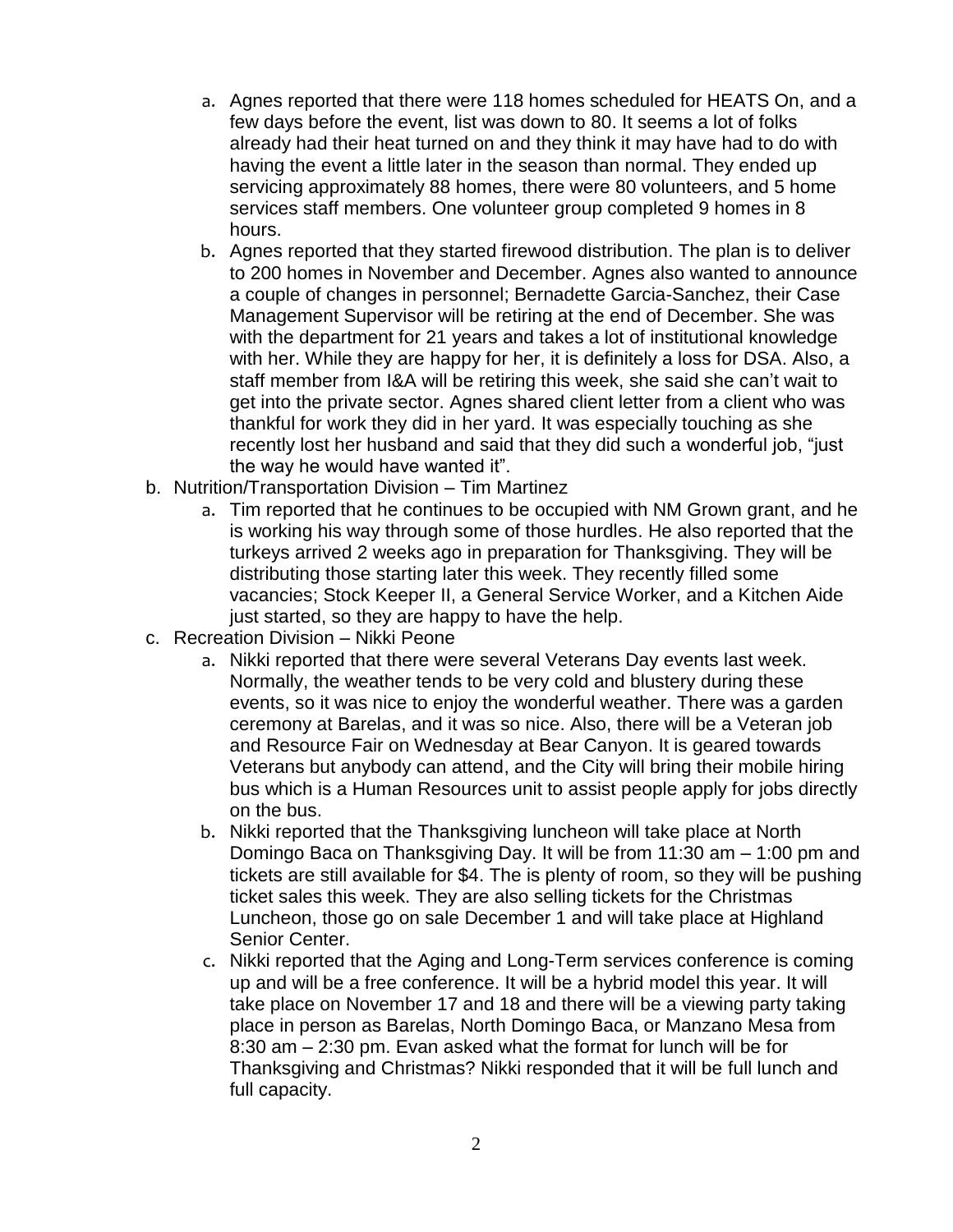a. Agnes reported that there were 118 homes scheduled for HEATS On, and a few days before the event, list was down to 80. It seems a lot of folks already had their heat turned on and they think it may have had to do with having the event a little later in the season than normal. They ended up servicing approximately 88 homes, there were 80 volunteers, and 5 home services staff members. One volunteer group completed 9 homes in 8 hours.
   b. Agnes reported that they started firewood distribution. The plan is to deliver to 200 homes in November and December. Agnes also wanted to announce a couple of changes in personnel; Bernadette Garcia-Sanchez, their Case Management Supervisor will be retiring at the end of December. She was with the department for 21 years and takes a lot of institutional knowledge with her. While they are happy for her, it is definitely a loss for DSA. Also, a staff member from I&A will be retiring this week, she said she can't wait to get into the private sector. Agnes shared client letter from a client who was thankful for work they did in her yard. It was especially touching as she recently lost her husband and said that they did such a wonderful job, "just the way he would have wanted it".

b. Nutrition/Transportation Division – Tim Martinez
   a. Tim reported that he continues to be occupied with NM Grown grant, and he is working his way through some of those hurdles. He also reported that the turkeys arrived 2 weeks ago in preparation for Thanksgiving. They will be distributing those starting later this week. They recently filled some vacancies; Stock Keeper II, a General Service Worker, and a Kitchen Aide just started, so they are happy to have the help.

c. Recreation Division – Nikki Peone
   a. Nikki reported that there were several Veterans Day events last week. Normally, the weather tends to be very cold and blustery during these events, so it was nice to enjoy the wonderful weather. There was a garden ceremony at Barelas, and it was so nice. Also, there will be a Veteran job and Resource Fair on Wednesday at Bear Canyon. It is geared towards Veterans but anybody can attend, and the City will bring their mobile hiring bus which is a Human Resources unit to assist people apply for jobs directly on the bus.
   b. Nikki reported that the Thanksgiving luncheon will take place at North Domingo Baca on Thanksgiving Day. It will be from 11:30 am – 1:00 pm and tickets are still available for $4. The is plenty of room, so they will be pushing ticket sales this week. They are also selling tickets for the Christmas Luncheon, those go on sale December 1 and will take place at Highland Senior Center.
   c. Nikki reported that the Aging and Long-Term services conference is coming up and will be a free conference. It will be a hybrid model this year. It will take place on November 17 and 18 and there will be a viewing party taking place in person as Barelas, North Domingo Baca, or Manzano Mesa from 8:30 am – 2:30 pm. Evan asked what the format for lunch will be for Thanksgiving and Christmas? Nikki responded that it will be full lunch and full capacity.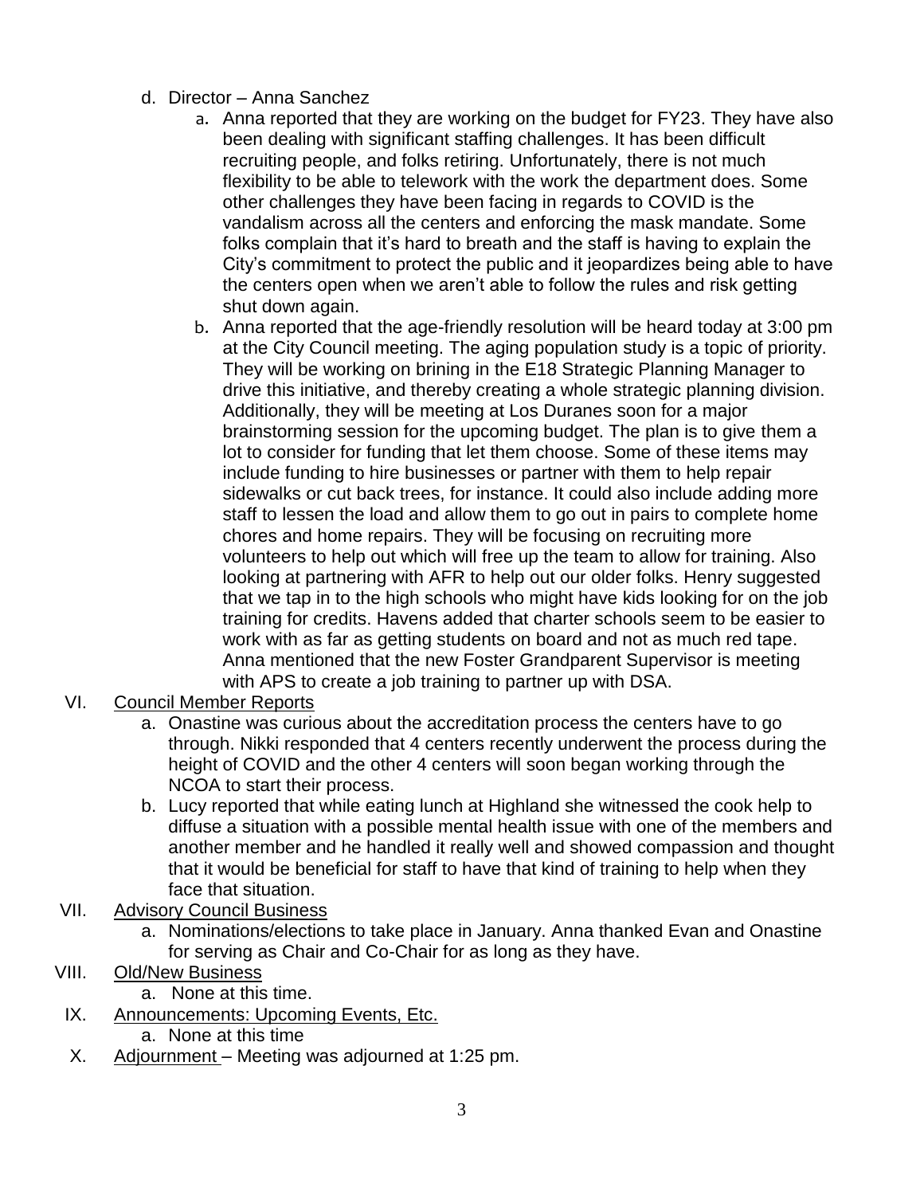d. Director – Anna Sanchez
   a. Anna reported that they are working on the budget for FY23. They have also been dealing with significant staffing challenges. It has been difficult recruiting people, and folks retiring. Unfortunately, there is not much flexibility to be able to telework with the work the department does. Some other challenges they have been facing in regards to COVID is the vandalism across all the centers and enforcing the mask mandate. Some folks complain that it's hard to breath and the staff is having to explain the City's commitment to protect the public and it jeopardizes being able to have the centers open when we aren't able to follow the rules and risk getting shut down again.
   b. Anna reported that the age-friendly resolution will be heard today at 3:00 pm at the City Council meeting. The aging population study is a topic of priority. They will be working on brining in the E18 Strategic Planning Manager to drive this initiative, and thereby creating a whole strategic planning division. Additionally, they will be meeting at Los Duranes soon for a major brainstorming session for the upcoming budget. The plan is to give them a lot to consider for funding that let them choose. Some of these items may include funding to hire businesses or partner with them to help repair sidewalks or cut back trees, for instance. It could also include adding more staff to lessen the load and allow them to go out in pairs to complete home chores and home repairs. They will be focusing on recruiting more volunteers to help out which will free up the team to allow for training. Also looking at partnering with AFR to help out our older folks. Henry suggested that we tap in to the high schools who might have kids looking for on the job training for credits. Havens added that charter schools seem to be easier to work with as far as getting students on board and not as much red tape. Anna mentioned that the new Foster Grandparent Supervisor is meeting with APS to create a job training to partner up with DSA.

VI. Council Member Reports
   a. Onastine was curious about the accreditation process the centers have to go through. Nikki responded that 4 centers recently underwent the process during the height of COVID and the other 4 centers will soon began working through the NCOA to start their process.
   b. Lucy reported that while eating lunch at Highland she witnessed the cook help to diffuse a situation with a possible mental health issue with one of the members and another member and he handled it really well and showed compassion and thought that it would be beneficial for staff to have that kind of training to help when they face that situation.

VII. Advisory Council Business
   a. Nominations/elections to take place in January. Anna thanked Evan and Onastine for serving as Chair and Co-Chair for as long as they have.

VIII. Old/New Business
   a. None at this time.

IX. Announcements: Upcoming Events, Etc.
   a. None at this time

X. Adjournment – Meeting was adjourned at 1:25 pm.